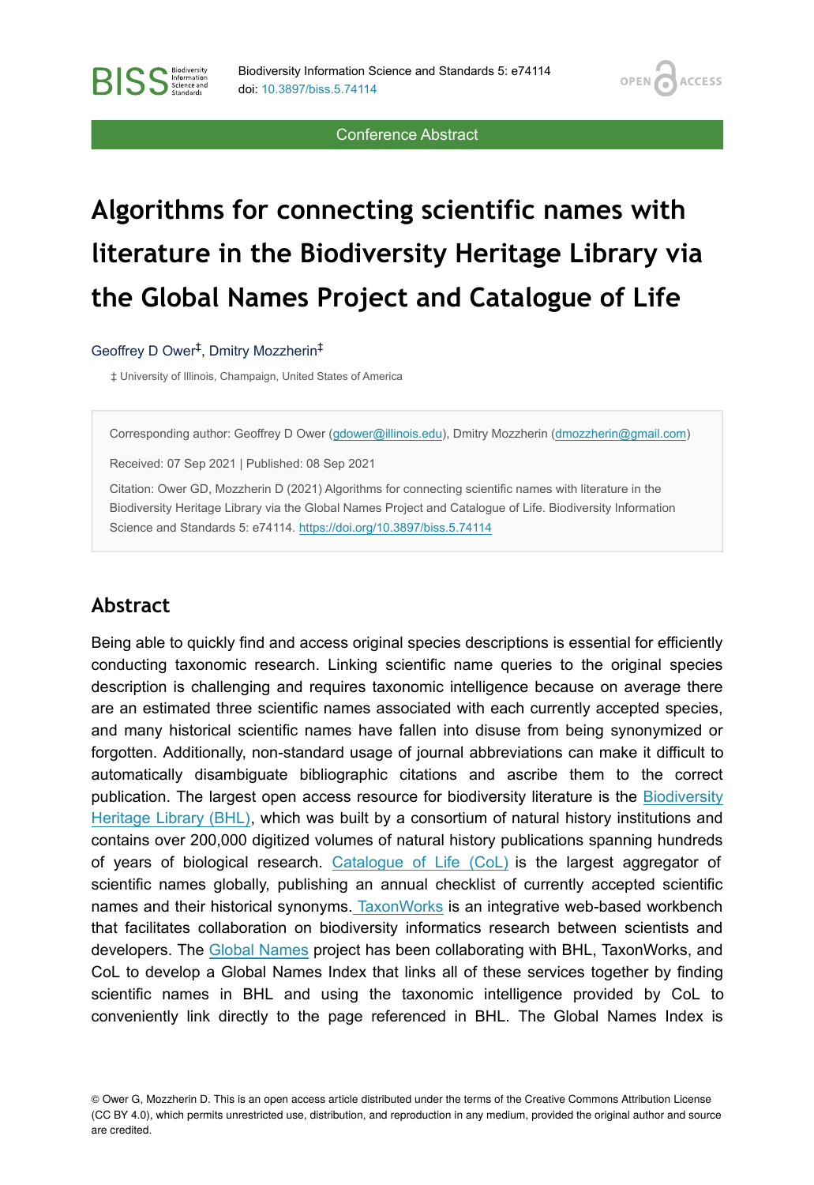Conference Abstract

# Algorithms for connecting scientific names with literature in the Biodiversity Heritage Library via the Global Names Project and Catalogue of Life

Geoffrey D Ower[‡], Dmitry Mozzherin[‡]

‡ University of Illinois, Champaign, United States of America

Corresponding author: Geoffrey D Ower (gdower@illinois.edu), Dmitry Mozzherin (dmozzherin@gmail.com)

Received: 07 Sep 2021 | Published: 08 Sep 2021

Citation: Ower GD, Mozzherin D (2021) Algorithms for connecting scientific names with literature in the Biodiversity Heritage Library via the Global Names Project and Catalogue of Life. Biodiversity Information Science and Standards 5: e74114. https://doi.org/10.3897/biss.5.74114

## Abstract

Being able to quickly find and access original species descriptions is essential for efficiently conducting taxonomic research. Linking scientific name queries to the original species description is challenging and requires taxonomic intelligence because on average there are an estimated three scientific names associated with each currently accepted species, and many historical scientific names have fallen into disuse from being synonymized or forgotten. Additionally, non-standard usage of journal abbreviations can make it difficult to automatically disambiguate bibliographic citations and ascribe them to the correct publication. The largest open access resource for biodiversity literature is the Biodiversity Heritage Library (BHL), which was built by a consortium of natural history institutions and contains over 200,000 digitized volumes of natural history publications spanning hundreds of years of biological research. Catalogue of Life (CoL) is the largest aggregator of scientific names globally, publishing an annual checklist of currently accepted scientific names and their historical synonyms. TaxonWorks is an integrative web-based workbench that facilitates collaboration on biodiversity informatics research between scientists and developers. The Global Names project has been collaborating with BHL, TaxonWorks, and CoL to develop a Global Names Index that links all of these services together by finding scientific names in BHL and using the taxonomic intelligence provided by CoL to conveniently link directly to the page referenced in BHL. The Global Names Index is

© Ower G, Mozzherin D. This is an open access article distributed under the terms of the Creative Commons Attribution License (CC BY 4.0), which permits unrestricted use, distribution, and reproduction in any medium, provided the original author and source are credited.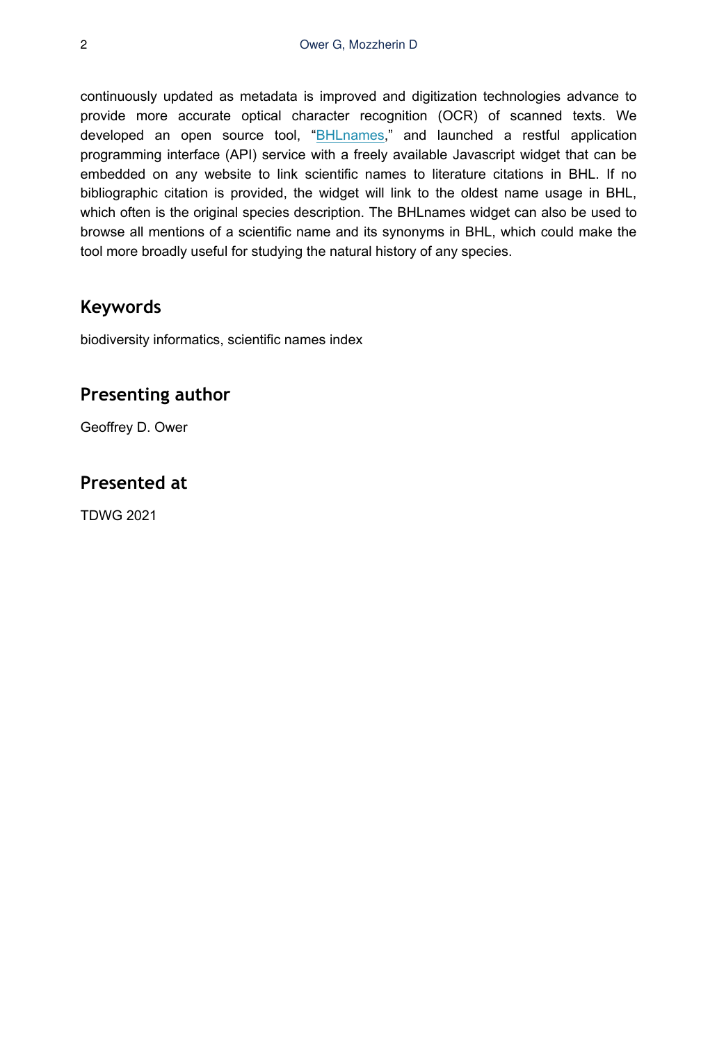continuously updated as metadata is improved and digitization technologies advance to provide more accurate optical character recognition (OCR) of scanned texts. We developed an open source tool, "BHLnames," and launched a restful application programming interface (API) service with a freely available Javascript widget that can be embedded on any website to link scientific names to literature citations in BHL. If no bibliographic citation is provided, the widget will link to the oldest name usage in BHL, which often is the original species description. The BHLnames widget can also be used to browse all mentions of a scientific name and its synonyms in BHL, which could make the tool more broadly useful for studying the natural history of any species.

## Keywords

biodiversity informatics, scientific names index

## Presenting author

Geoffrey D. Ower

## Presented at

TDWG 2021